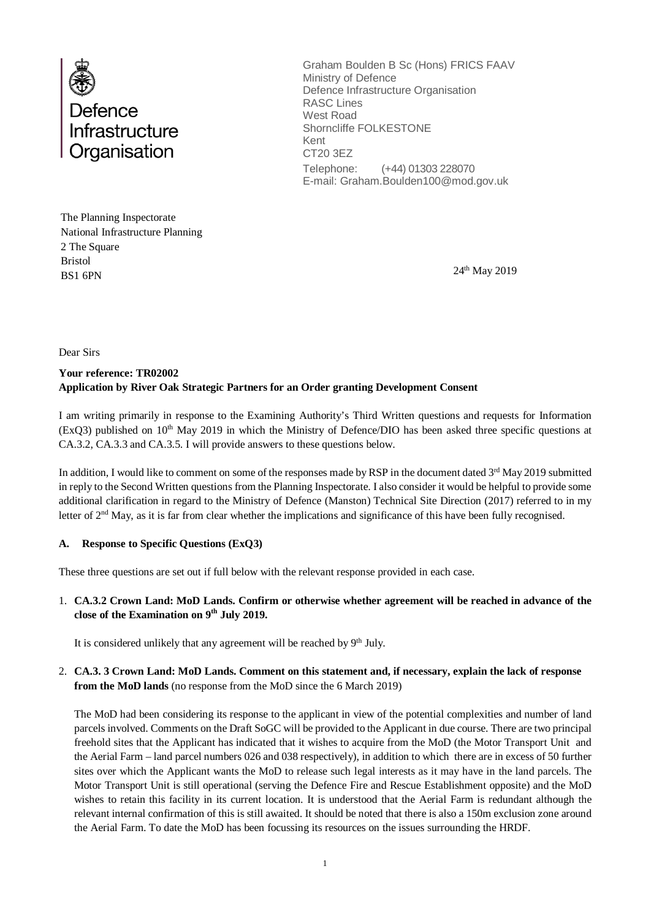Defence Infrastructure Organisation

Graham Boulden B Sc (Hons) FRICS FAAV
Ministry of Defence
Defence Infrastructure Organisation
RASC Lines
West Road
Shorncliffe FOLKESTONE
Kent
CT20 3EZ
Telephone: (+44) 01303 228070
E-mail: Graham.Boulden100@mod.gov.uk

The Planning Inspectorate
National Infrastructure Planning
2 The Square
Bristol
BS1 6PN

24th May 2019

Dear Sirs

**Your reference: TR02002**
**Application by River Oak Strategic Partners for an Order granting Development Consent**

I am writing primarily in response to the Examining Authority's Third Written questions and requests for Information (ExQ3) published on 10th May 2019 in which the Ministry of Defence/DIO has been asked three specific questions at CA.3.2, CA.3.3 and CA.3.5. I will provide answers to these questions below.

In addition, I would like to comment on some of the responses made by RSP in the document dated 3rd May 2019 submitted in reply to the Second Written questions from the Planning Inspectorate. I also consider it would be helpful to provide some additional clarification in regard to the Ministry of Defence (Manston) Technical Site Direction (2017) referred to in my letter of 2nd May, as it is far from clear whether the implications and significance of this have been fully recognised.

**A. Response to Specific Questions (ExQ3)**

These three questions are set out if full below with the relevant response provided in each case.

1. **CA.3.2 Crown Land: MoD Lands. Confirm or otherwise whether agreement will be reached in advance of the close of the Examination on 9th July 2019.**

   It is considered unlikely that any agreement will be reached by 9th July.

2. **CA.3. 3 Crown Land: MoD Lands. Comment on this statement and, if necessary, explain the lack of response from the MoD lands** (no response from the MoD since the 6 March 2019)

   The MoD had been considering its response to the applicant in view of the potential complexities and number of land parcels involved. Comments on the Draft SoGC will be provided to the Applicant in due course. There are two principal freehold sites that the Applicant has indicated that it wishes to acquire from the MoD (the Motor Transport Unit and the Aerial Farm – land parcel numbers 026 and 038 respectively), in addition to which there are in excess of 50 further sites over which the Applicant wants the MoD to release such legal interests as it may have in the land parcels. The Motor Transport Unit is still operational (serving the Defence Fire and Rescue Establishment opposite) and the MoD wishes to retain this facility in its current location. It is understood that the Aerial Farm is redundant although the relevant internal confirmation of this is still awaited. It should be noted that there is also a 150m exclusion zone around the Aerial Farm. To date the MoD has been focussing its resources on the issues surrounding the HRDF.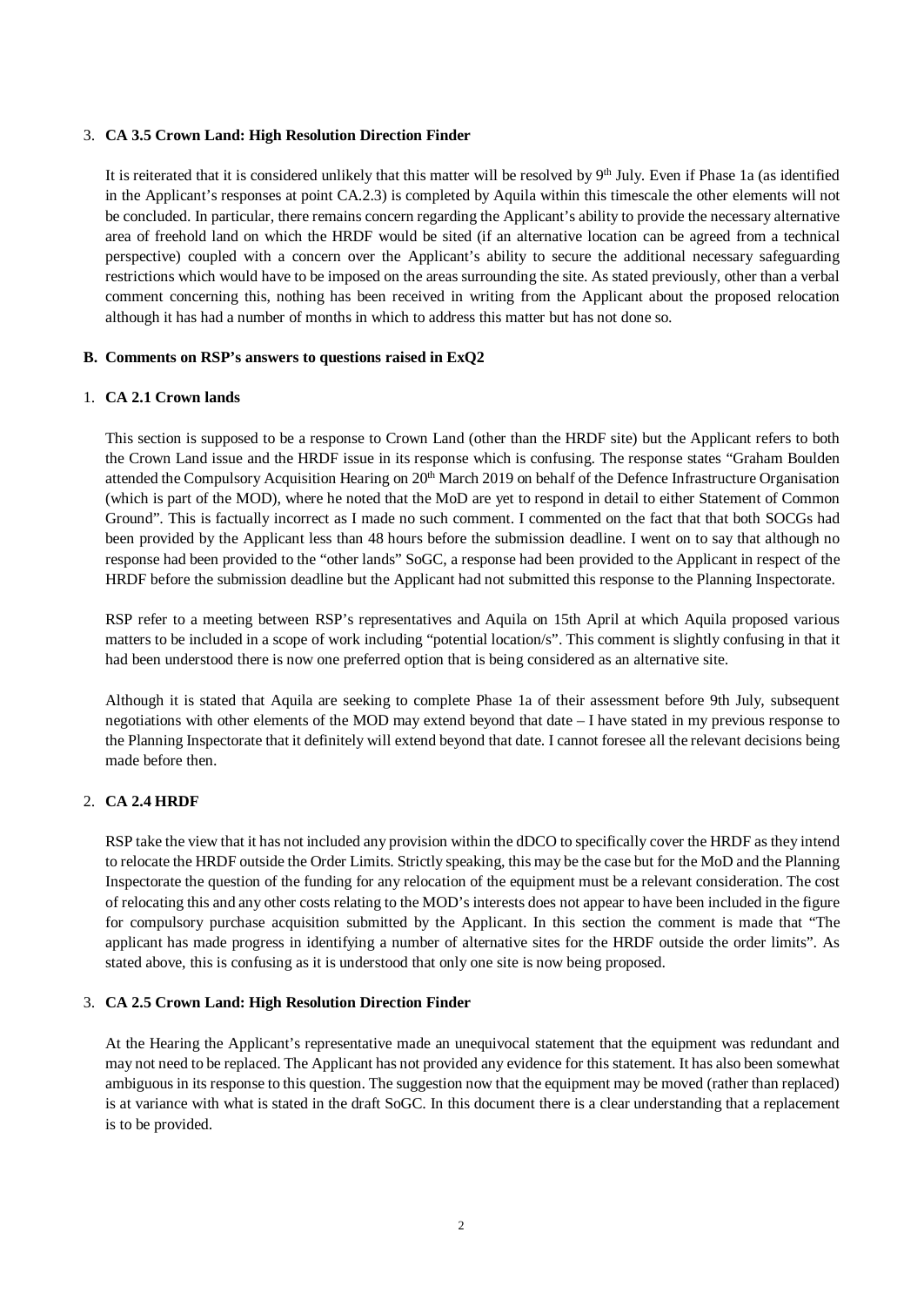3. **CA 3.5 Crown Land: High Resolution Direction Finder**

   It is reiterated that it is considered unlikely that this matter will be resolved by 9th July. Even if Phase 1a (as identified in the Applicant's responses at point CA.2.3) is completed by Aquila within this timescale the other elements will not be concluded. In particular, there remains concern regarding the Applicant's ability to provide the necessary alternative area of freehold land on which the HRDF would be sited (if an alternative location can be agreed from a technical perspective) coupled with a concern over the Applicant's ability to secure the additional necessary safeguarding restrictions which would have to be imposed on the areas surrounding the site. As stated previously, other than a verbal comment concerning this, nothing has been received in writing from the Applicant about the proposed relocation although it has had a number of months in which to address this matter but has not done so.

**B. Comments on RSP's answers to questions raised in ExQ2**

1. **CA 2.1 Crown lands**

   This section is supposed to be a response to Crown Land (other than the HRDF site) but the Applicant refers to both the Crown Land issue and the HRDF issue in its response which is confusing. The response states "Graham Boulden attended the Compulsory Acquisition Hearing on 20th March 2019 on behalf of the Defence Infrastructure Organisation (which is part of the MOD), where he noted that the MoD are yet to respond in detail to either Statement of Common Ground". This is factually incorrect as I made no such comment. I commented on the fact that that both SOCGs had been provided by the Applicant less than 48 hours before the submission deadline. I went on to say that although no response had been provided to the "other lands" SoGC, a response had been provided to the Applicant in respect of the HRDF before the submission deadline but the Applicant had not submitted this response to the Planning Inspectorate.

   RSP refer to a meeting between RSP's representatives and Aquila on 15th April at which Aquila proposed various matters to be included in a scope of work including "potential location/s". This comment is slightly confusing in that it had been understood there is now one preferred option that is being considered as an alternative site.

   Although it is stated that Aquila are seeking to complete Phase 1a of their assessment before 9th July, subsequent negotiations with other elements of the MOD may extend beyond that date – I have stated in my previous response to the Planning Inspectorate that it definitely will extend beyond that date. I cannot foresee all the relevant decisions being made before then.

2. **CA 2.4 HRDF**

   RSP take the view that it has not included any provision within the dDCO to specifically cover the HRDF as they intend to relocate the HRDF outside the Order Limits. Strictly speaking, this may be the case but for the MoD and the Planning Inspectorate the question of the funding for any relocation of the equipment must be a relevant consideration. The cost of relocating this and any other costs relating to the MOD's interests does not appear to have been included in the figure for compulsory purchase acquisition submitted by the Applicant. In this section the comment is made that "The applicant has made progress in identifying a number of alternative sites for the HRDF outside the order limits". As stated above, this is confusing as it is understood that only one site is now being proposed.

3. **CA 2.5 Crown Land: High Resolution Direction Finder**

   At the Hearing the Applicant's representative made an unequivocal statement that the equipment was redundant and may not need to be replaced. The Applicant has not provided any evidence for this statement. It has also been somewhat ambiguous in its response to this question. The suggestion now that the equipment may be moved (rather than replaced) is at variance with what is stated in the draft SoGC. In this document there is a clear understanding that a replacement is to be provided.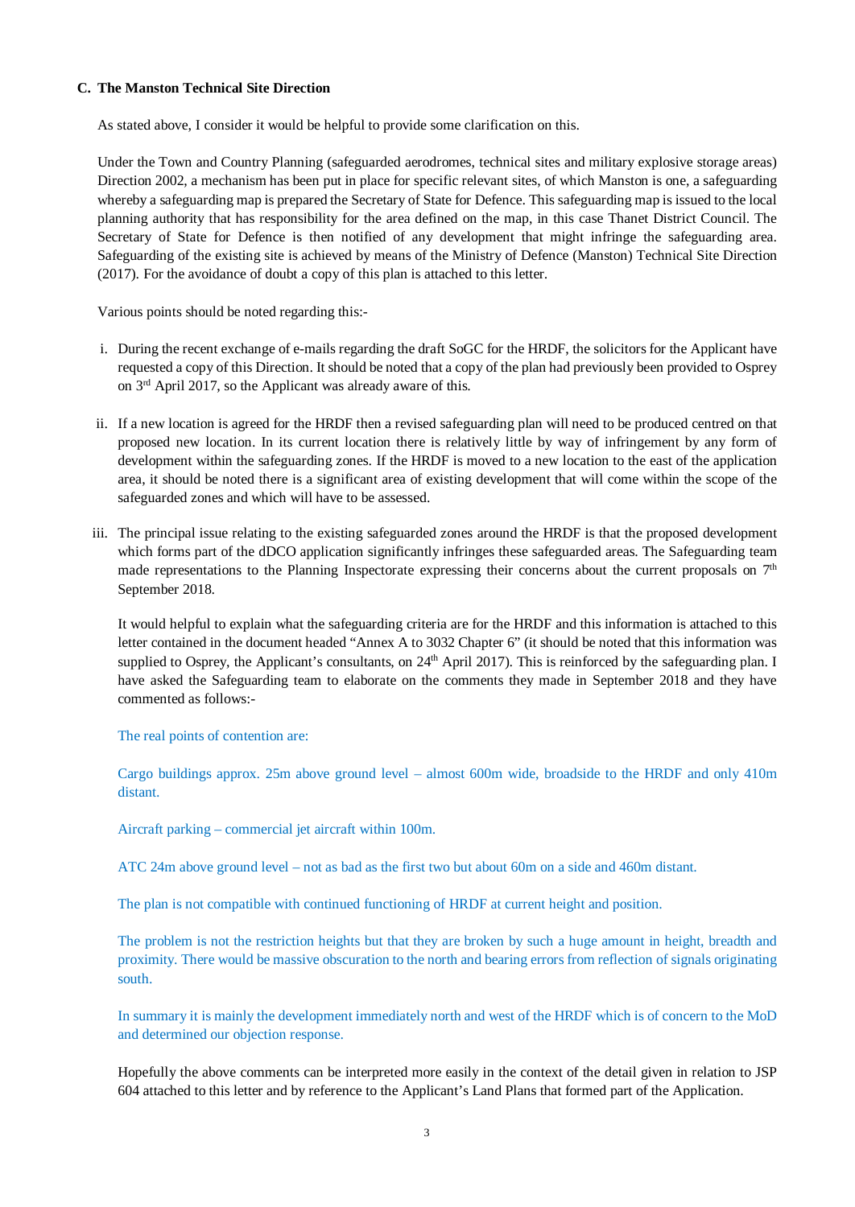**C. The Manston Technical Site Direction**

As stated above, I consider it would be helpful to provide some clarification on this.

Under the Town and Country Planning (safeguarded aerodromes, technical sites and military explosive storage areas) Direction 2002, a mechanism has been put in place for specific relevant sites, of which Manston is one, a safeguarding whereby a safeguarding map is prepared the Secretary of State for Defence. This safeguarding map is issued to the local planning authority that has responsibility for the area defined on the map, in this case Thanet District Council. The Secretary of State for Defence is then notified of any development that might infringe the safeguarding area. Safeguarding of the existing site is achieved by means of the Ministry of Defence (Manston) Technical Site Direction (2017). For the avoidance of doubt a copy of this plan is attached to this letter.

Various points should be noted regarding this:-

i. During the recent exchange of e-mails regarding the draft SoGC for the HRDF, the solicitors for the Applicant have requested a copy of this Direction. It should be noted that a copy of the plan had previously been provided to Osprey on 3rd April 2017, so the Applicant was already aware of this.

ii. If a new location is agreed for the HRDF then a revised safeguarding plan will need to be produced centred on that proposed new location. In its current location there is relatively little by way of infringement by any form of development within the safeguarding zones. If the HRDF is moved to a new location to the east of the application area, it should be noted there is a significant area of existing development that will come within the scope of the safeguarded zones and which will have to be assessed.

iii. The principal issue relating to the existing safeguarded zones around the HRDF is that the proposed development which forms part of the dDCO application significantly infringes these safeguarded areas. The Safeguarding team made representations to the Planning Inspectorate expressing their concerns about the current proposals on 7th September 2018.

   It would helpful to explain what the safeguarding criteria are for the HRDF and this information is attached to this letter contained in the document headed "Annex A to 3032 Chapter 6" (it should be noted that this information was supplied to Osprey, the Applicant's consultants, on 24th April 2017). This is reinforced by the safeguarding plan. I have asked the Safeguarding team to elaborate on the comments they made in September 2018 and they have commented as follows:-

   The real points of contention are:

   Cargo buildings approx. 25m above ground level – almost 600m wide, broadside to the HRDF and only 410m distant.

   Aircraft parking – commercial jet aircraft within 100m.

   ATC 24m above ground level – not as bad as the first two but about 60m on a side and 460m distant.

   The plan is not compatible with continued functioning of HRDF at current height and position.

   The problem is not the restriction heights but that they are broken by such a huge amount in height, breadth and proximity. There would be massive obscuration to the north and bearing errors from reflection of signals originating south.

   In summary it is mainly the development immediately north and west of the HRDF which is of concern to the MoD and determined our objection response.

   Hopefully the above comments can be interpreted more easily in the context of the detail given in relation to JSP 604 attached to this letter and by reference to the Applicant's Land Plans that formed part of the Application.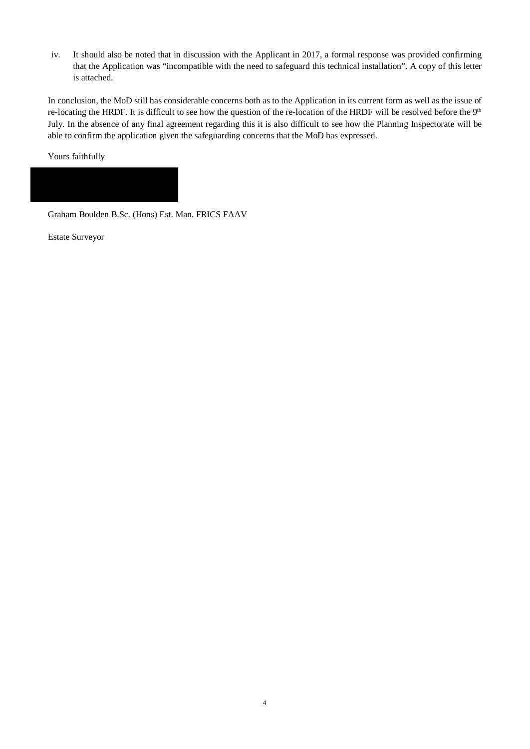iv. It should also be noted that in discussion with the Applicant in 2017, a formal response was provided confirming that the Application was "incompatible with the need to safeguard this technical installation". A copy of this letter is attached.

In conclusion, the MoD still has considerable concerns both as to the Application in its current form as well as the issue of re-locating the HRDF. It is difficult to see how the question of the re-location of the HRDF will be resolved before the 9th July. In the absence of any final agreement regarding this it is also difficult to see how the Planning Inspectorate will be able to confirm the application given the safeguarding concerns that the MoD has expressed.

Yours faithfully

Graham Boulden B.Sc. (Hons) Est. Man. FRICS FAAV

Estate Surveyor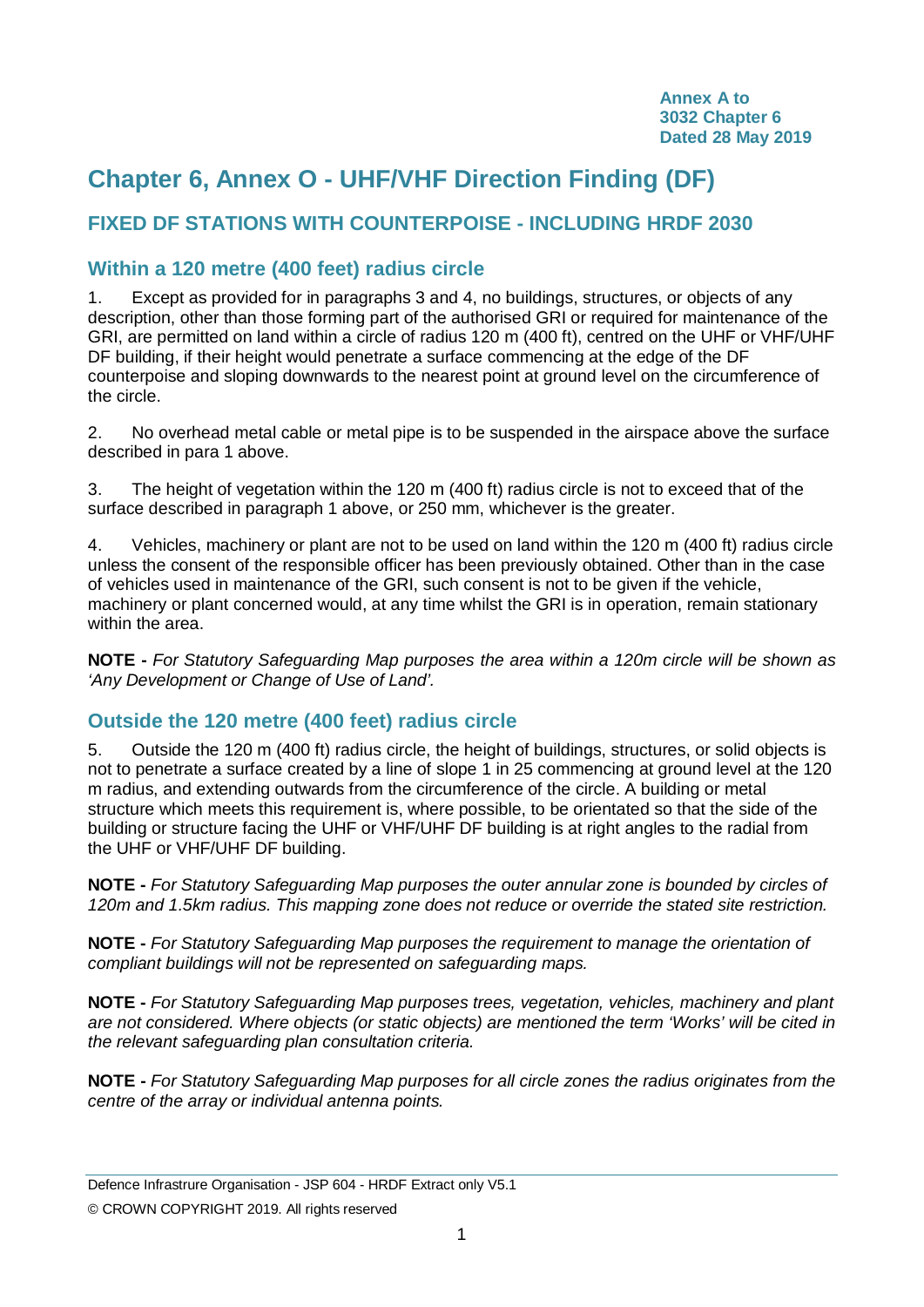Annex A to
3032 Chapter 6
Dated 28 May 2019

# Chapter 6, Annex O - UHF/VHF Direction Finding (DF)

## FIXED DF STATIONS WITH COUNTERPOISE - INCLUDING HRDF 2030

### Within a 120 metre (400 feet) radius circle

1. Except as provided for in paragraphs 3 and 4, no buildings, structures, or objects of any description, other than those forming part of the authorised GRI or required for maintenance of the GRI, are permitted on land within a circle of radius 120 m (400 ft), centred on the UHF or VHF/UHF DF building, if their height would penetrate a surface commencing at the edge of the DF counterpoise and sloping downwards to the nearest point at ground level on the circumference of the circle.

2. No overhead metal cable or metal pipe is to be suspended in the airspace above the surface described in para 1 above.

3. The height of vegetation within the 120 m (400 ft) radius circle is not to exceed that of the surface described in paragraph 1 above, or 250 mm, whichever is the greater.

4. Vehicles, machinery or plant are not to be used on land within the 120 m (400 ft) radius circle unless the consent of the responsible officer has been previously obtained. Other than in the case of vehicles used in maintenance of the GRI, such consent is not to be given if the vehicle, machinery or plant concerned would, at any time whilst the GRI is in operation, remain stationary within the area.

**NOTE -** *For Statutory Safeguarding Map purposes the area within a 120m circle will be shown as 'Any Development or Change of Use of Land'.*

### Outside the 120 metre (400 feet) radius circle

5. Outside the 120 m (400 ft) radius circle, the height of buildings, structures, or solid objects is not to penetrate a surface created by a line of slope 1 in 25 commencing at ground level at the 120 m radius, and extending outwards from the circumference of the circle. A building or metal structure which meets this requirement is, where possible, to be orientated so that the side of the building or structure facing the UHF or VHF/UHF DF building is at right angles to the radial from the UHF or VHF/UHF DF building.

**NOTE -** *For Statutory Safeguarding Map purposes the outer annular zone is bounded by circles of 120m and 1.5km radius. This mapping zone does not reduce or override the stated site restriction.*

**NOTE -** *For Statutory Safeguarding Map purposes the requirement to manage the orientation of compliant buildings will not be represented on safeguarding maps.*

**NOTE -** *For Statutory Safeguarding Map purposes trees, vegetation, vehicles, machinery and plant are not considered. Where objects (or static objects) are mentioned the term 'Works' will be cited in the relevant safeguarding plan consultation criteria.*

**NOTE -** *For Statutory Safeguarding Map purposes for all circle zones the radius originates from the centre of the array or individual antenna points.*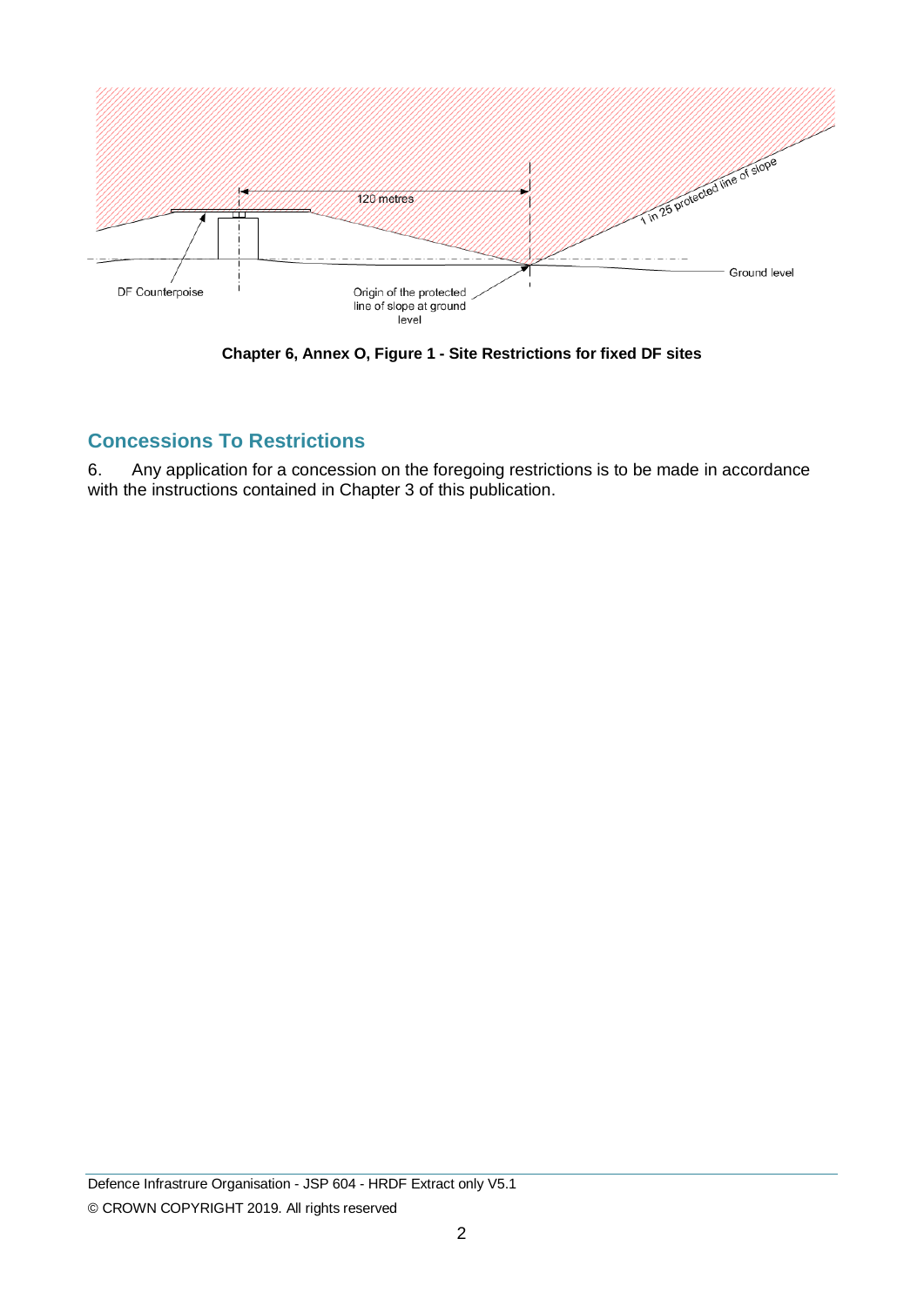**Chapter 6, Annex O, Figure 1 - Site Restrictions for fixed DF sites**

## Concessions To Restrictions

6. Any application for a concession on the foregoing restrictions is to be made in accordance with the instructions contained in Chapter 3 of this publication.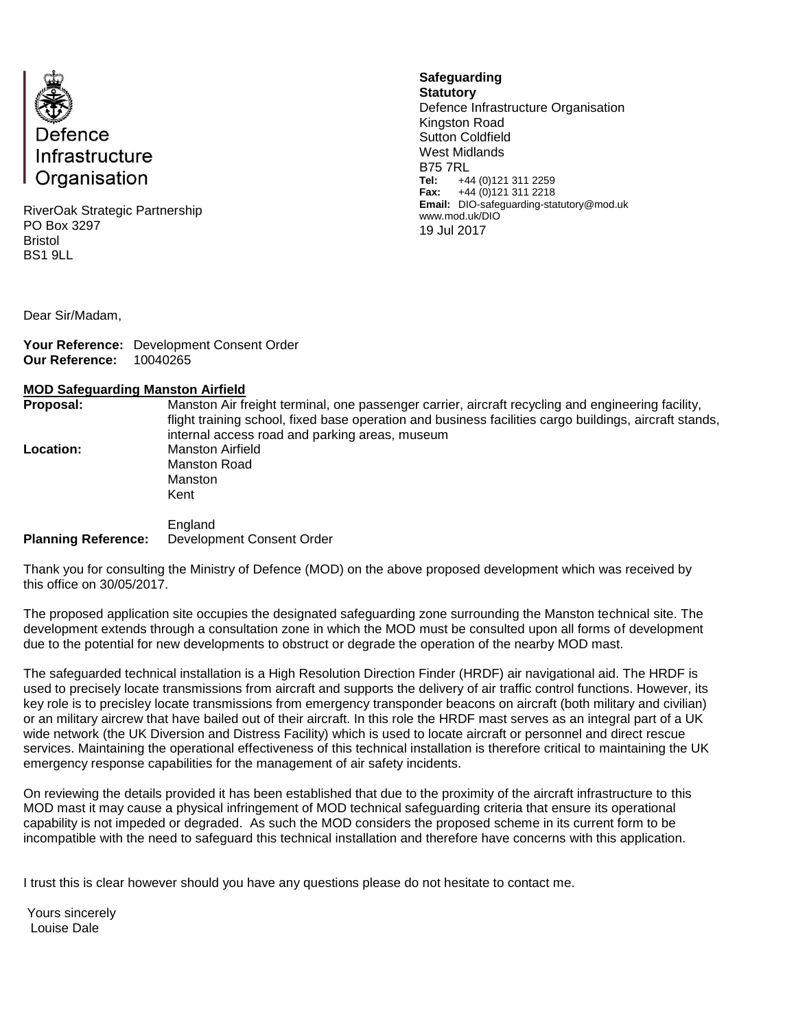Defence Infrastructure Organisation

**Safeguarding**
**Statutory**
Defence Infrastructure Organisation
Kingston Road
Sutton Coldfield
West Midlands
B75 7RL
**Tel:** +44 (0)121 311 2259
**Fax:** +44 (0)121 311 2218
**Email:** DIO-safeguarding-statutory@mod.uk
www.mod.uk/DIO
19 Jul 2017

RiverOak Strategic Partnership
PO Box 3297
Bristol
BS1 9LL

Dear Sir/Madam,

**Your Reference:** Development Consent Order
**Our Reference:** 10040265

**MOD Safeguarding Manston Airfield**

**Proposal:** Manston Air freight terminal, one passenger carrier, aircraft recycling and engineering facility, flight training school, fixed base operation and business facilities cargo buildings, aircraft stands, internal access road and parking areas, museum

**Location:** Manston Airfield
Manston Road
Manston
Kent

England

**Planning Reference:** Development Consent Order

Thank you for consulting the Ministry of Defence (MOD) on the above proposed development which was received by this office on 30/05/2017.

The proposed application site occupies the designated safeguarding zone surrounding the Manston technical site. The development extends through a consultation zone in which the MOD must be consulted upon all forms of development due to the potential for new developments to obstruct or degrade the operation of the nearby MOD mast.

The safeguarded technical installation is a High Resolution Direction Finder (HRDF) air navigational aid. The HRDF is used to precisely locate transmissions from aircraft and supports the delivery of air traffic control functions. However, its key role is to precisley locate transmissions from emergency transponder beacons on aircraft (both military and civilian) or an military aircrew that have bailed out of their aircraft. In this role the HRDF mast serves as an integral part of a UK wide network (the UK Diversion and Distress Facility) which is used to locate aircraft or personnel and direct rescue services. Maintaining the operational effectiveness of this technical installation is therefore critical to maintaining the UK emergency response capabilities for the management of air safety incidents.

On reviewing the details provided it has been established that due to the proximity of the aircraft infrastructure to this MOD mast it may cause a physical infringement of MOD technical safeguarding criteria that ensure its operational capability is not impeded or degraded. As such the MOD considers the proposed scheme in its current form to be incompatible with the need to safeguard this technical installation and therefore have concerns with this application.

I trust this is clear however should you have any questions please do not hesitate to contact me.

Yours sincerely
Louise Dale